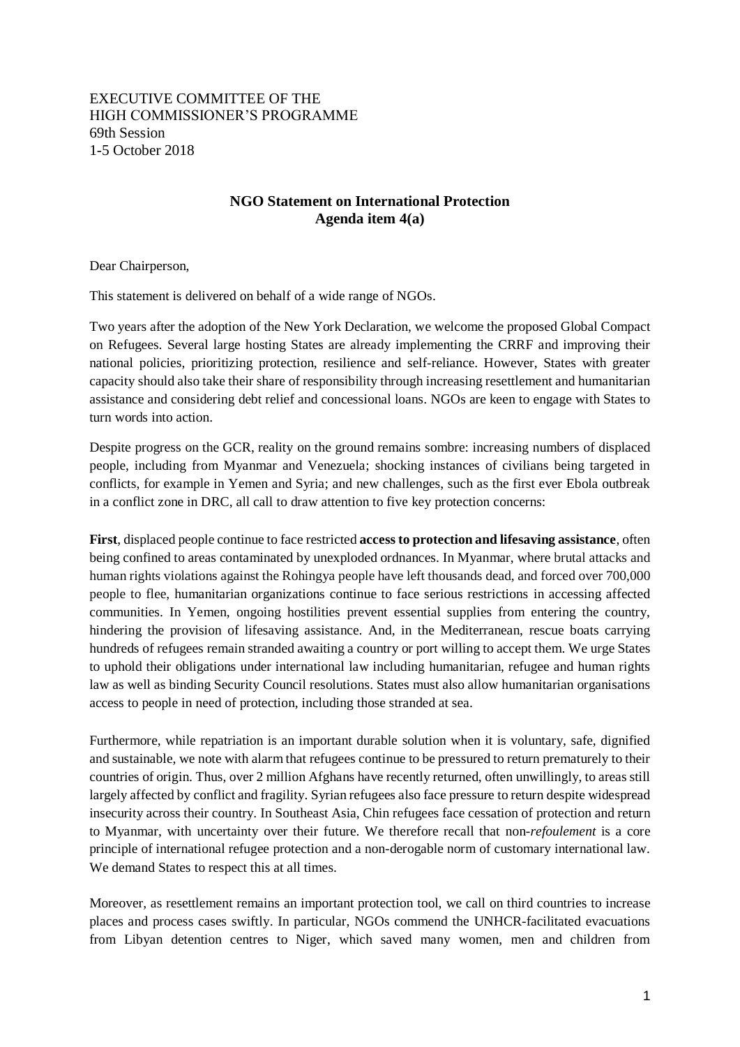EXECUTIVE COMMITTEE OF THE
HIGH COMMISSIONER'S PROGRAMME
69th Session
1-5 October 2018

## NGO Statement on International Protection
## Agenda item 4(a)

Dear Chairperson,

This statement is delivered on behalf of a wide range of NGOs.

Two years after the adoption of the New York Declaration, we welcome the proposed Global Compact on Refugees. Several large hosting States are already implementing the CRRF and improving their national policies, prioritizing protection, resilience and self-reliance. However, States with greater capacity should also take their share of responsibility through increasing resettlement and humanitarian assistance and considering debt relief and concessional loans. NGOs are keen to engage with States to turn words into action.

Despite progress on the GCR, reality on the ground remains sombre: increasing numbers of displaced people, including from Myanmar and Venezuela; shocking instances of civilians being targeted in conflicts, for example in Yemen and Syria; and new challenges, such as the first ever Ebola outbreak in a conflict zone in DRC, all call to draw attention to five key protection concerns:

**First**, displaced people continue to face restricted **access to protection and lifesaving assistance**, often being confined to areas contaminated by unexploded ordnances. In Myanmar, where brutal attacks and human rights violations against the Rohingya people have left thousands dead, and forced over 700,000 people to flee, humanitarian organizations continue to face serious restrictions in accessing affected communities. In Yemen, ongoing hostilities prevent essential supplies from entering the country, hindering the provision of lifesaving assistance. And, in the Mediterranean, rescue boats carrying hundreds of refugees remain stranded awaiting a country or port willing to accept them. We urge States to uphold their obligations under international law including humanitarian, refugee and human rights law as well as binding Security Council resolutions. States must also allow humanitarian organisations access to people in need of protection, including those stranded at sea.

Furthermore, while repatriation is an important durable solution when it is voluntary, safe, dignified and sustainable, we note with alarm that refugees continue to be pressured to return prematurely to their countries of origin. Thus, over 2 million Afghans have recently returned, often unwillingly, to areas still largely affected by conflict and fragility. Syrian refugees also face pressure to return despite widespread insecurity across their country. In Southeast Asia, Chin refugees face cessation of protection and return to Myanmar, with uncertainty over their future. We therefore recall that non-*refoulement* is a core principle of international refugee protection and a non-derogable norm of customary international law. We demand States to respect this at all times.

Moreover, as resettlement remains an important protection tool, we call on third countries to increase places and process cases swiftly. In particular, NGOs commend the UNHCR-facilitated evacuations from Libyan detention centres to Niger, which saved many women, men and children from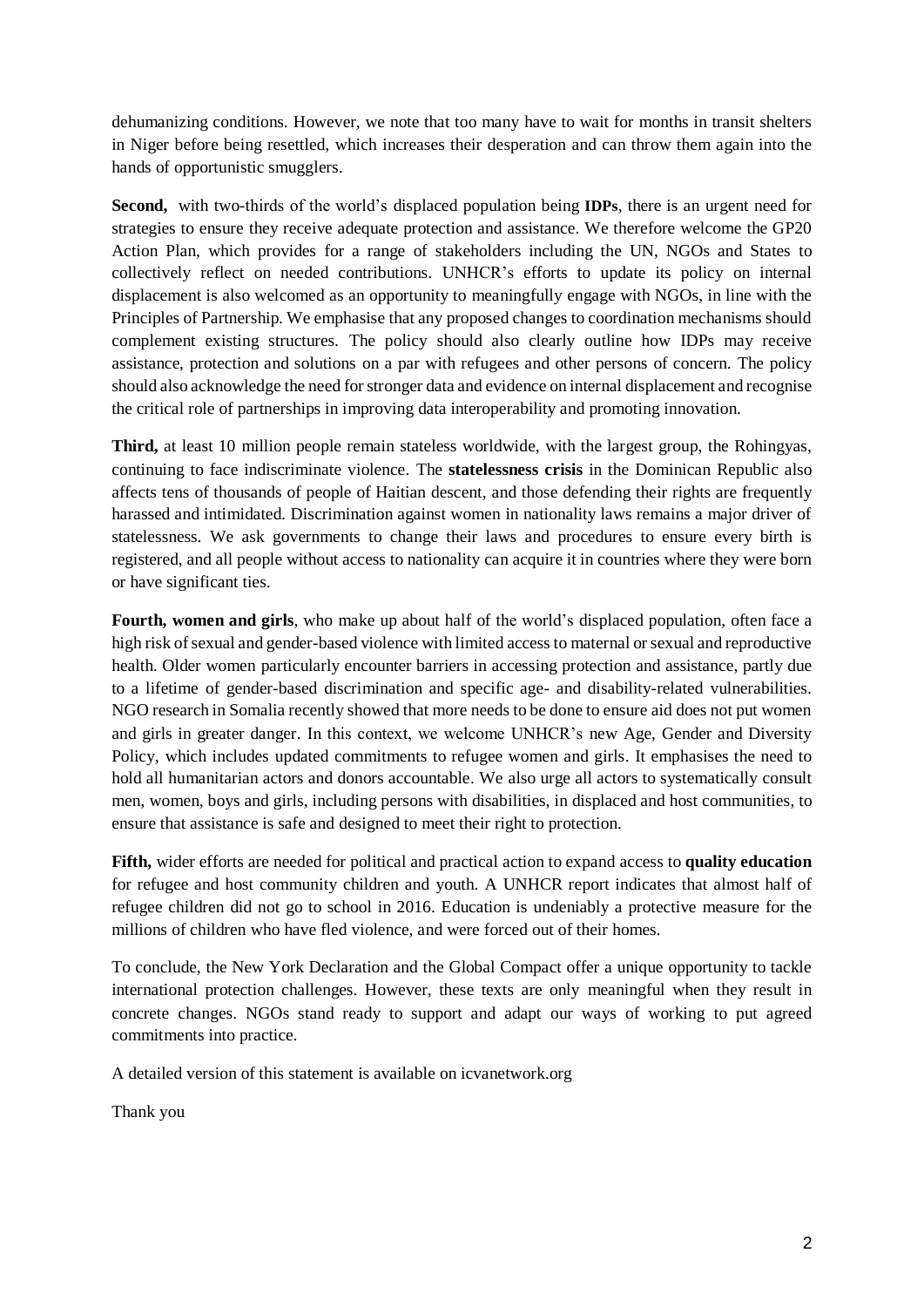dehumanizing conditions. However, we note that too many have to wait for months in transit shelters in Niger before being resettled, which increases their desperation and can throw them again into the hands of opportunistic smugglers.

**Second,** with two-thirds of the world's displaced population being **IDPs**, there is an urgent need for strategies to ensure they receive adequate protection and assistance. We therefore welcome the GP20 Action Plan, which provides for a range of stakeholders including the UN, NGOs and States to collectively reflect on needed contributions. UNHCR's efforts to update its policy on internal displacement is also welcomed as an opportunity to meaningfully engage with NGOs, in line with the Principles of Partnership. We emphasise that any proposed changes to coordination mechanisms should complement existing structures. The policy should also clearly outline how IDPs may receive assistance, protection and solutions on a par with refugees and other persons of concern. The policy should also acknowledge the need for stronger data and evidence on internal displacement and recognise the critical role of partnerships in improving data interoperability and promoting innovation.

**Third,** at least 10 million people remain stateless worldwide, with the largest group, the Rohingyas, continuing to face indiscriminate violence. The **statelessness crisis** in the Dominican Republic also affects tens of thousands of people of Haitian descent, and those defending their rights are frequently harassed and intimidated. Discrimination against women in nationality laws remains a major driver of statelessness. We ask governments to change their laws and procedures to ensure every birth is registered, and all people without access to nationality can acquire it in countries where they were born or have significant ties.

**Fourth, women and girls**, who make up about half of the world's displaced population, often face a high risk of sexual and gender-based violence with limited access to maternal or sexual and reproductive health. Older women particularly encounter barriers in accessing protection and assistance, partly due to a lifetime of gender-based discrimination and specific age- and disability-related vulnerabilities. NGO research in Somalia recently showed that more needs to be done to ensure aid does not put women and girls in greater danger. In this context, we welcome UNHCR's new Age, Gender and Diversity Policy, which includes updated commitments to refugee women and girls. It emphasises the need to hold all humanitarian actors and donors accountable. We also urge all actors to systematically consult men, women, boys and girls, including persons with disabilities, in displaced and host communities, to ensure that assistance is safe and designed to meet their right to protection.

**Fifth,** wider efforts are needed for political and practical action to expand access to **quality education** for refugee and host community children and youth. A UNHCR report indicates that almost half of refugee children did not go to school in 2016. Education is undeniably a protective measure for the millions of children who have fled violence, and were forced out of their homes.

To conclude, the New York Declaration and the Global Compact offer a unique opportunity to tackle international protection challenges. However, these texts are only meaningful when they result in concrete changes. NGOs stand ready to support and adapt our ways of working to put agreed commitments into practice.

A detailed version of this statement is available on icvanetwork.org

Thank you